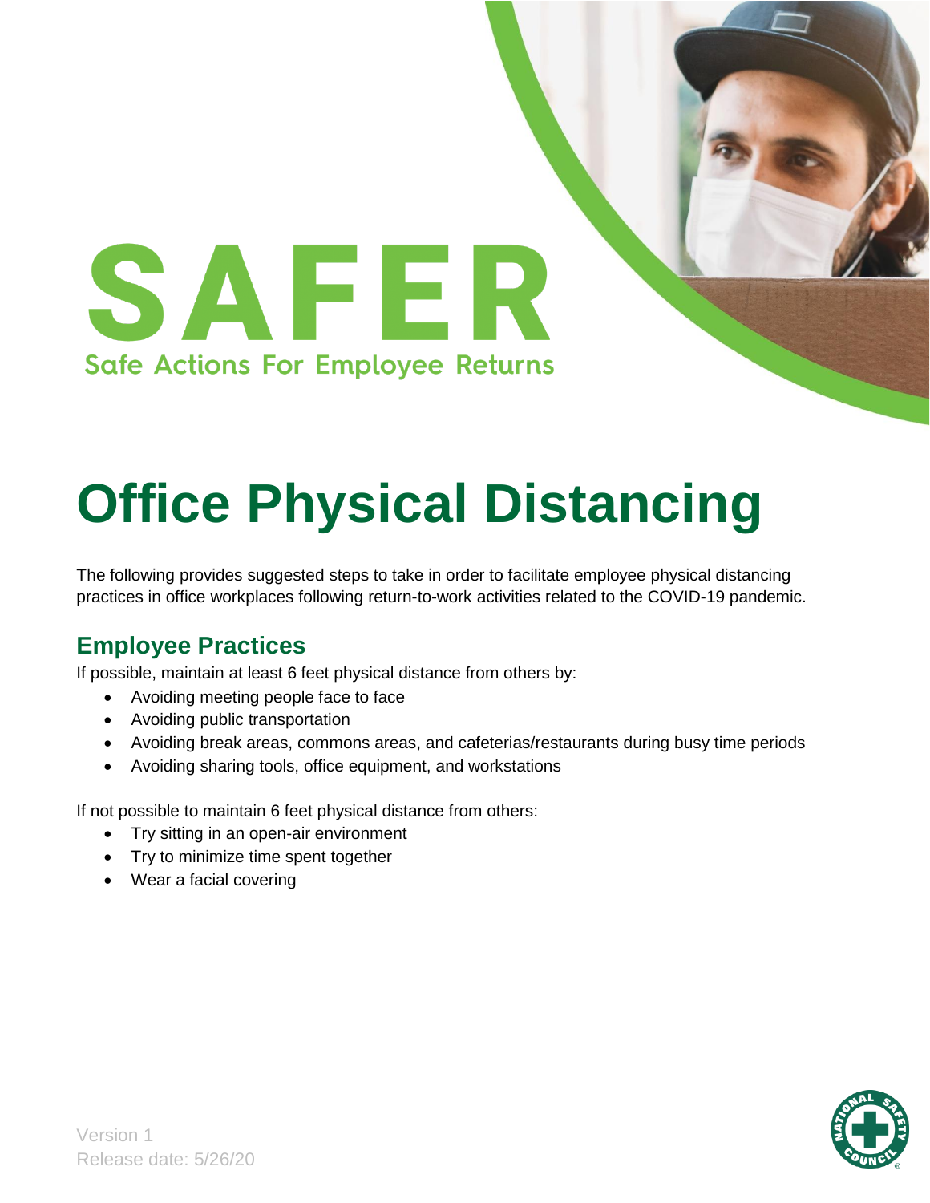# SAFER

Safe Actions For Employee Returns

# Office Physical Distancing

The following provides suggested steps to take in order to facilitate employee physical distancing practices in office workplaces following return-to-work activities related to the COVID-19 pandemic.

## Employee Practices

If possible, maintain at least 6 feet physical distance from others by:

- Avoiding meeting people face to face
- Avoiding public transportation
- Avoiding break areas, commons areas, and cafeterias/restaurants during busy time periods
- Avoiding sharing tools, office equipment, and workstations

If not possible to maintain 6 feet physical distance from others:

- Try sitting in an open-air environment
- Try to minimize time spent together
- Wear a facial covering

Version 1
Release date: 5/26/20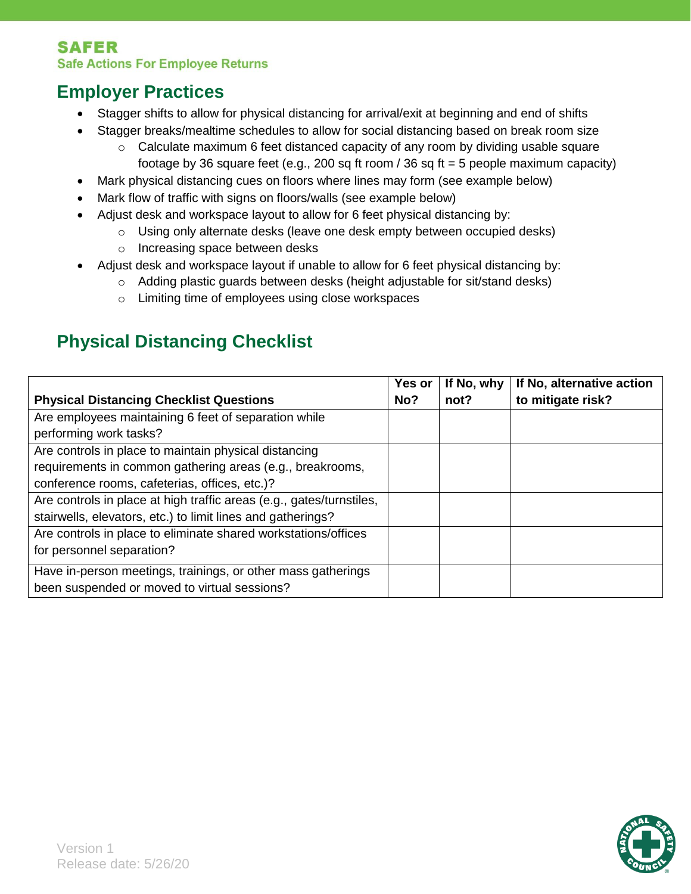**SAFER**
**Safe Actions For Employee Returns**

## Employer Practices

- Stagger shifts to allow for physical distancing for arrival/exit at beginning and end of shifts
- Stagger breaks/mealtime schedules to allow for social distancing based on break room size
  - Calculate maximum 6 feet distanced capacity of any room by dividing usable square footage by 36 square feet (e.g., 200 sq ft room / 36 sq ft = 5 people maximum capacity)
- Mark physical distancing cues on floors where lines may form (see example below)
- Mark flow of traffic with signs on floors/walls (see example below)
- Adjust desk and workspace layout to allow for 6 feet physical distancing by:
  - Using only alternate desks (leave one desk empty between occupied desks)
  - Increasing space between desks
- Adjust desk and workspace layout if unable to allow for 6 feet physical distancing by:
  - Adding plastic guards between desks (height adjustable for sit/stand desks)
  - Limiting time of employees using close workspaces

## Physical Distancing Checklist

| Physical Distancing Checklist Questions | Yes or No? | If No, why not? | If No, alternative action to mitigate risk? |
|---|---|---|---|
| Are employees maintaining 6 feet of separation while performing work tasks? | | | |
| Are controls in place to maintain physical distancing requirements in common gathering areas (e.g., breakrooms, conference rooms, cafeterias, offices, etc.)? | | | |
| Are controls in place at high traffic areas (e.g., gates/turnstiles, stairwells, elevators, etc.) to limit lines and gatherings? | | | |
| Are controls in place to eliminate shared workstations/offices for personnel separation? | | | |
| Have in-person meetings, trainings, or other mass gatherings been suspended or moved to virtual sessions? | | | |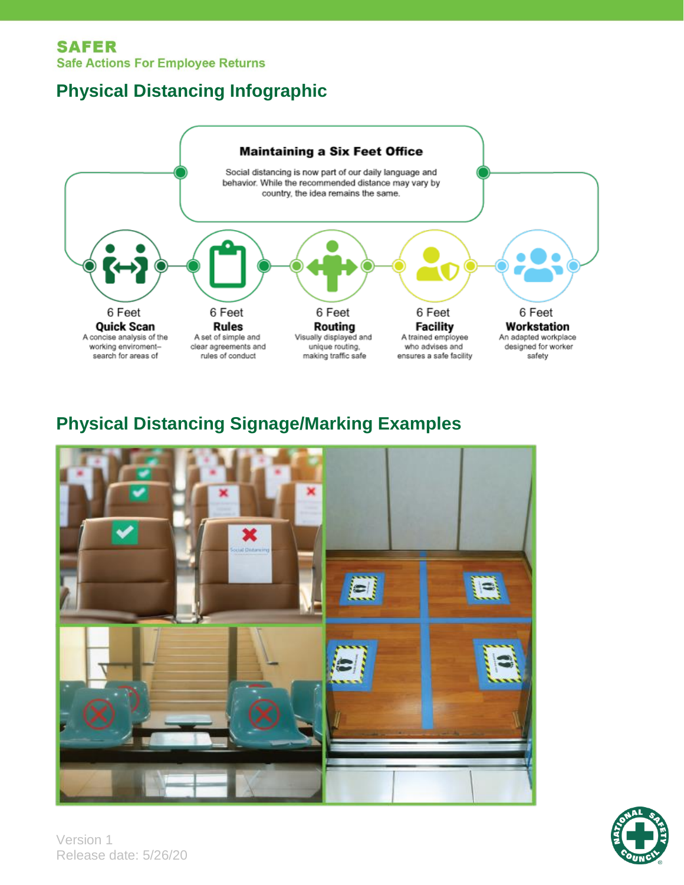**SAFER**
**Safe Actions For Employee Returns**

## Physical Distancing Infographic

**Maintaining a Six Feet Office**

Social distancing is now part of our daily language and behavior. While the recommended distance may vary by country, the idea remains the same.

6 Feet
**Quick Scan**
A concise analysis of the working enviroment– search for areas of

6 Feet
**Rules**
A set of simple and clear agreements and rules of conduct

6 Feet
**Routing**
Visually displayed and unique routing, making traffic safe

6 Feet
**Facility**
A trained employee who advises and ensures a safe facility

6 Feet
**Workstation**
An adapted workplace designed for worker safety

## Physical Distancing Signage/Marking Examples

Version 1
Release date: 5/26/20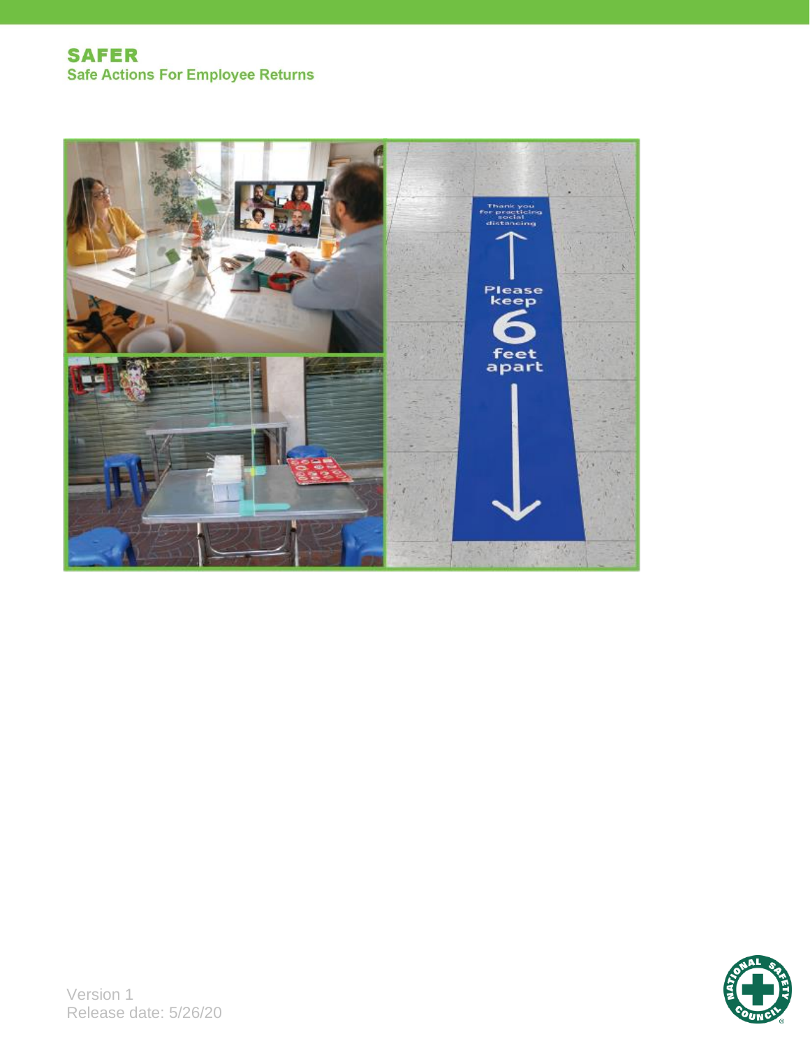# SAFER

## Safe Actions For Employee Returns

Version 1

Release date: 5/26/20